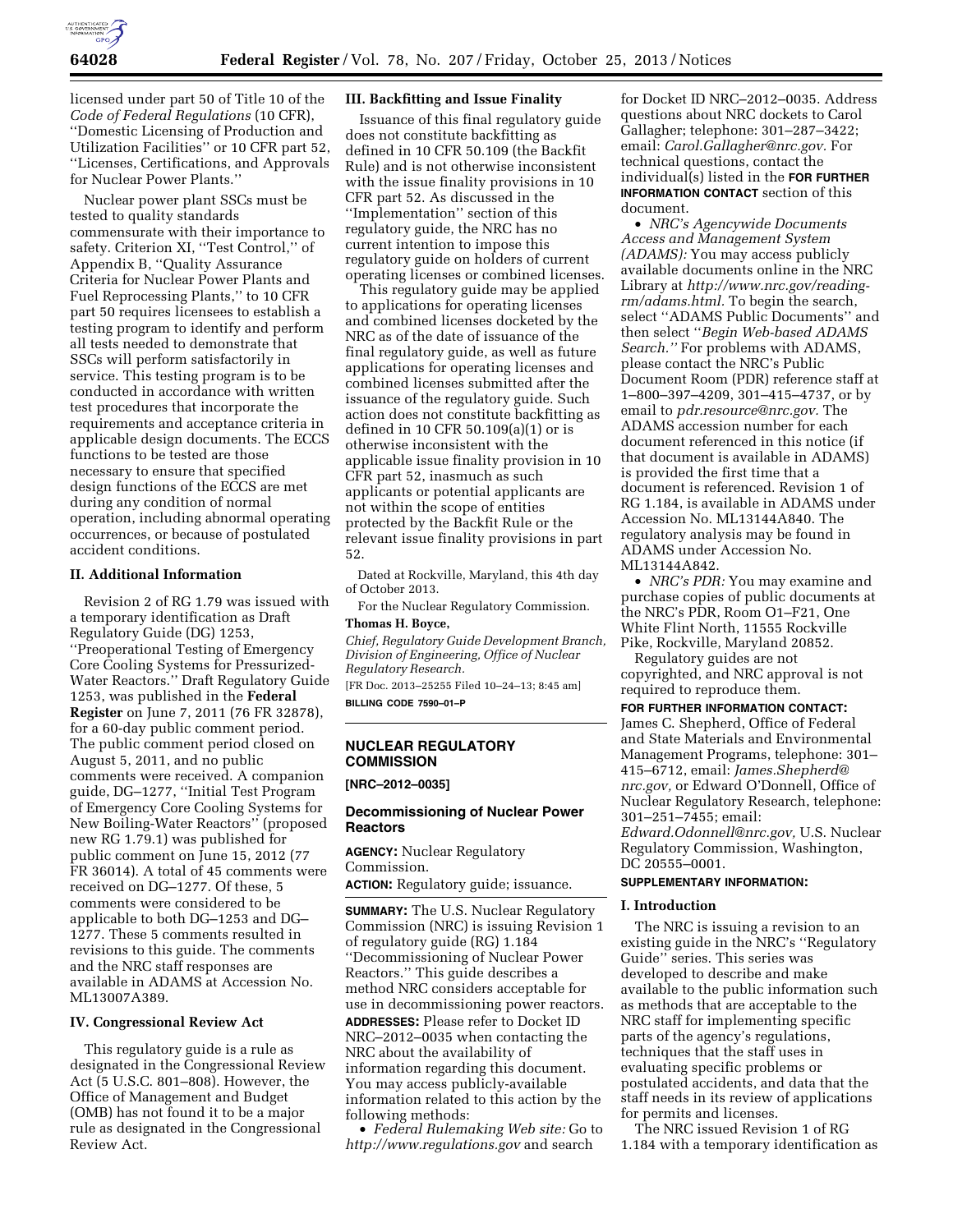licensed under part 50 of Title 10 of the *Code of Federal Regulations* (10 CFR), ''Domestic Licensing of Production and Utilization Facilities'' or 10 CFR part 52, ''Licenses, Certifications, and Approvals for Nuclear Power Plants.''

Nuclear power plant SSCs must be tested to quality standards commensurate with their importance to safety. Criterion XI, ''Test Control,'' of Appendix B, ''Quality Assurance Criteria for Nuclear Power Plants and Fuel Reprocessing Plants,'' to 10 CFR part 50 requires licensees to establish a testing program to identify and perform all tests needed to demonstrate that SSCs will perform satisfactorily in service. This testing program is to be conducted in accordance with written test procedures that incorporate the requirements and acceptance criteria in applicable design documents. The ECCS functions to be tested are those necessary to ensure that specified design functions of the ECCS are met during any condition of normal operation, including abnormal operating occurrences, or because of postulated accident conditions.

## II. Additional Information

Revision 2 of RG 1.79 was issued with a temporary identification as Draft Regulatory Guide (DG) 1253, ''Preoperational Testing of Emergency Core Cooling Systems for Pressurized-Water Reactors.'' Draft Regulatory Guide 1253, was published in the **Federal Register** on June 7, 2011 (76 FR 32878), for a 60-day public comment period. The public comment period closed on August 5, 2011, and no public comments were received. A companion guide, DG–1277, ''Initial Test Program of Emergency Core Cooling Systems for New Boiling-Water Reactors'' (proposed new RG 1.79.1) was published for public comment on June 15, 2012 (77 FR 36014). A total of 45 comments were received on DG–1277. Of these, 5 comments were considered to be applicable to both DG–1253 and DG–1277. These 5 comments resulted in revisions to this guide. The comments and the NRC staff responses are available in ADAMS at Accession No. ML13007A389.

## IV. Congressional Review Act

This regulatory guide is a rule as designated in the Congressional Review Act (5 U.S.C. 801–808). However, the Office of Management and Budget (OMB) has not found it to be a major rule as designated in the Congressional Review Act.

## III. Backfitting and Issue Finality

Issuance of this final regulatory guide does not constitute backfitting as defined in 10 CFR 50.109 (the Backfit Rule) and is not otherwise inconsistent with the issue finality provisions in 10 CFR part 52. As discussed in the ''Implementation'' section of this regulatory guide, the NRC has no current intention to impose this regulatory guide on holders of current operating licenses or combined licenses.

This regulatory guide may be applied to applications for operating licenses and combined licenses docketed by the NRC as of the date of issuance of the final regulatory guide, as well as future applications for operating licenses and combined licenses submitted after the issuance of the regulatory guide. Such action does not constitute backfitting as defined in 10 CFR 50.109(a)(1) or is otherwise inconsistent with the applicable issue finality provision in 10 CFR part 52, inasmuch as such applicants or potential applicants are not within the scope of entities protected by the Backfit Rule or the relevant issue finality provisions in part 52.

Dated at Rockville, Maryland, this 4th day of October 2013.

For the Nuclear Regulatory Commission.

**Thomas H. Boyce,**

*Chief, Regulatory Guide Development Branch, Division of Engineering, Office of Nuclear Regulatory Research.*

[FR Doc. 2013–25255 Filed 10–24–13; 8:45 am]

**BILLING CODE 7590–01–P**

---

## NUCLEAR REGULATORY COMMISSION

**[NRC–2012–0035]**

## Decommissioning of Nuclear Power Reactors

**AGENCY:** Nuclear Regulatory Commission.

**ACTION:** Regulatory guide; issuance.

**SUMMARY:** The U.S. Nuclear Regulatory Commission (NRC) is issuing Revision 1 of regulatory guide (RG) 1.184 ''Decommissioning of Nuclear Power Reactors.'' This guide describes a method NRC considers acceptable for use in decommissioning power reactors.

**ADDRESSES:** Please refer to Docket ID NRC–2012–0035 when contacting the NRC about the availability of information regarding this document. You may access publicly-available information related to this action by the following methods:

- *Federal Rulemaking Web site:* Go to *http://www.regulations.gov* and search for Docket ID NRC–2012–0035. Address questions about NRC dockets to Carol Gallagher; telephone: 301–287–3422; email: *Carol.Gallagher@nrc.gov.* For technical questions, contact the individual(s) listed in the **FOR FURTHER INFORMATION CONTACT** section of this document.
- *NRC's Agencywide Documents Access and Management System (ADAMS):* You may access publicly available documents online in the NRC Library at *http://www.nrc.gov/reading-rm/adams.html.* To begin the search, select ''ADAMS Public Documents'' and then select ''*Begin Web-based ADAMS Search.''* For problems with ADAMS, please contact the NRC's Public Document Room (PDR) reference staff at 1–800–397–4209, 301–415–4737, or by email to *pdr.resource@nrc.gov.* The ADAMS accession number for each document referenced in this notice (if that document is available in ADAMS) is provided the first time that a document is referenced. Revision 1 of RG 1.184, is available in ADAMS under Accession No. ML13144A840. The regulatory analysis may be found in ADAMS under Accession No. ML13144A842.
- *NRC's PDR:* You may examine and purchase copies of public documents at the NRC's PDR, Room O1–F21, One White Flint North, 11555 Rockville Pike, Rockville, Maryland 20852.

Regulatory guides are not copyrighted, and NRC approval is not required to reproduce them.

**FOR FURTHER INFORMATION CONTACT:** James C. Shepherd, Office of Federal and State Materials and Environmental Management Programs, telephone: 301–415–6712, email: *James.Shepherd@nrc.gov,* or Edward O'Donnell, Office of Nuclear Regulatory Research, telephone: 301–251–7455; email: *Edward.Odonnell@nrc.gov,* U.S. Nuclear Regulatory Commission, Washington, DC 20555–0001.

**SUPPLEMENTARY INFORMATION:**

## I. Introduction

The NRC is issuing a revision to an existing guide in the NRC's ''Regulatory Guide'' series. This series was developed to describe and make available to the public information such as methods that are acceptable to the NRC staff for implementing specific parts of the agency's regulations, techniques that the staff uses in evaluating specific problems or postulated accidents, and data that the staff needs in its review of applications for permits and licenses.

The NRC issued Revision 1 of RG 1.184 with a temporary identification as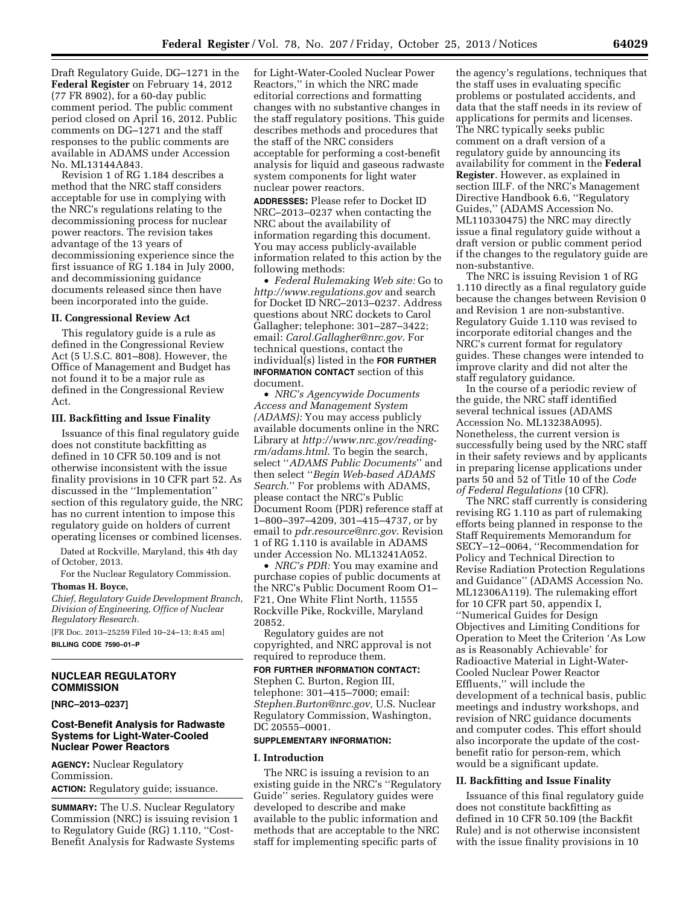Draft Regulatory Guide, DG–1271 in the **Federal Register** on February 14, 2012 (77 FR 8902), for a 60-day public comment period. The public comment period closed on April 16, 2012. Public comments on DG–1271 and the staff responses to the public comments are available in ADAMS under Accession No. ML13144A843.

Revision 1 of RG 1.184 describes a method that the NRC staff considers acceptable for use in complying with the NRC's regulations relating to the decommissioning process for nuclear power reactors. The revision takes advantage of the 13 years of decommissioning experience since the first issuance of RG 1.184 in July 2000, and decommissioning guidance documents released since then have been incorporated into the guide.

### II. Congressional Review Act

This regulatory guide is a rule as defined in the Congressional Review Act (5 U.S.C. 801–808). However, the Office of Management and Budget has not found it to be a major rule as defined in the Congressional Review Act.

### III. Backfitting and Issue Finality

Issuance of this final regulatory guide does not constitute backfitting as defined in 10 CFR 50.109 and is not otherwise inconsistent with the issue finality provisions in 10 CFR part 52. As discussed in the ''Implementation'' section of this regulatory guide, the NRC has no current intention to impose this regulatory guide on holders of current operating licenses or combined licenses.

Dated at Rockville, Maryland, this 4th day of October, 2013.

For the Nuclear Regulatory Commission.

**Thomas H. Boyce,**

*Chief, Regulatory Guide Development Branch, Division of Engineering, Office of Nuclear Regulatory Research.*

[FR Doc. 2013–25259 Filed 10–24–13; 8:45 am]

**BILLING CODE 7590–01–P**

---

## NUCLEAR REGULATORY COMMISSION

**[NRC–2013–0237]**

## Cost-Benefit Analysis for Radwaste Systems for Light-Water-Cooled Nuclear Power Reactors

**AGENCY:** Nuclear Regulatory Commission.

**ACTION:** Regulatory guide; issuance.

**SUMMARY:** The U.S. Nuclear Regulatory Commission (NRC) is issuing revision 1 to Regulatory Guide (RG) 1.110, ''Cost-Benefit Analysis for Radwaste Systems for Light-Water-Cooled Nuclear Power Reactors,'' in which the NRC made editorial corrections and formatting changes with no substantive changes in the staff regulatory positions. This guide describes methods and procedures that the staff of the NRC considers acceptable for performing a cost-benefit analysis for liquid and gaseous radwaste system components for light water nuclear power reactors.

**ADDRESSES:** Please refer to Docket ID NRC–2013–0237 when contacting the NRC about the availability of information regarding this document. You may access publicly-available information related to this action by the following methods:

- *Federal Rulemaking Web site:* Go to *http://www.regulations.gov* and search for Docket ID NRC–2013–0237. Address questions about NRC dockets to Carol Gallagher; telephone: 301–287–3422; email: *Carol.Gallagher@nrc.gov*. For technical questions, contact the individual(s) listed in the **FOR FURTHER INFORMATION CONTACT** section of this document.
- *NRC's Agencywide Documents Access and Management System (ADAMS):* You may access publicly available documents online in the NRC Library at *http://www.nrc.gov/reading-rm/adams.html*. To begin the search, select ''*ADAMS Public Documents*'' and then select ''*Begin Web-based ADAMS Search.*'' For problems with ADAMS, please contact the NRC's Public Document Room (PDR) reference staff at 1–800–397–4209, 301–415–4737, or by email to *pdr.resource@nrc.gov*. Revision 1 of RG 1.110 is available in ADAMS under Accession No. ML13241A052.
- *NRC's PDR:* You may examine and purchase copies of public documents at the NRC's Public Document Room O1–F21, One White Flint North, 11555 Rockville Pike, Rockville, Maryland 20852.

Regulatory guides are not copyrighted, and NRC approval is not required to reproduce them.

**FOR FURTHER INFORMATION CONTACT:** Stephen C. Burton, Region III, telephone: 301–415–7000; email: *Stephen.Burton@nrc.gov,* U.S. Nuclear Regulatory Commission, Washington, DC 20555–0001.

**SUPPLEMENTARY INFORMATION:**

### I. Introduction

The NRC is issuing a revision to an existing guide in the NRC's ''Regulatory Guide'' series. Regulatory guides were developed to describe and make available to the public information and methods that are acceptable to the NRC staff for implementing specific parts of the agency's regulations, techniques that the staff uses in evaluating specific problems or postulated accidents, and data that the staff needs in its review of applications for permits and licenses. The NRC typically seeks public comment on a draft version of a regulatory guide by announcing its availability for comment in the **Federal Register**. However, as explained in section III.F. of the NRC's Management Directive Handbook 6.6, ''Regulatory Guides,'' (ADAMS Accession No. ML110330475) the NRC may directly issue a final regulatory guide without a draft version or public comment period if the changes to the regulatory guide are non-substantive.

The NRC is issuing Revision 1 of RG 1.110 directly as a final regulatory guide because the changes between Revision 0 and Revision 1 are non-substantive. Regulatory Guide 1.110 was revised to incorporate editorial changes and the NRC's current format for regulatory guides. These changes were intended to improve clarity and did not alter the staff regulatory guidance.

In the course of a periodic review of the guide, the NRC staff identified several technical issues (ADAMS Accession No. ML13238A095). Nonetheless, the current version is successfully being used by the NRC staff in their safety reviews and by applicants in preparing license applications under parts 50 and 52 of Title 10 of the *Code of Federal Regulations* (10 CFR).

The NRC staff currently is considering revising RG 1.110 as part of rulemaking efforts being planned in response to the Staff Requirements Memorandum for SECY–12–0064, ''Recommendation for Policy and Technical Direction to Revise Radiation Protection Regulations and Guidance'' (ADAMS Accession No. ML12306A119). The rulemaking effort for 10 CFR part 50, appendix I, ''Numerical Guides for Design Objectives and Limiting Conditions for Operation to Meet the Criterion 'As Low as is Reasonably Achievable' for Radioactive Material in Light-Water-Cooled Nuclear Power Reactor Effluents,'' will include the development of a technical basis, public meetings and industry workshops, and revision of NRC guidance documents and computer codes. This effort should also incorporate the update of the cost-benefit ratio for person-rem, which would be a significant update.

### II. Backfitting and Issue Finality

Issuance of this final regulatory guide does not constitute backfitting as defined in 10 CFR 50.109 (the Backfit Rule) and is not otherwise inconsistent with the issue finality provisions in 10